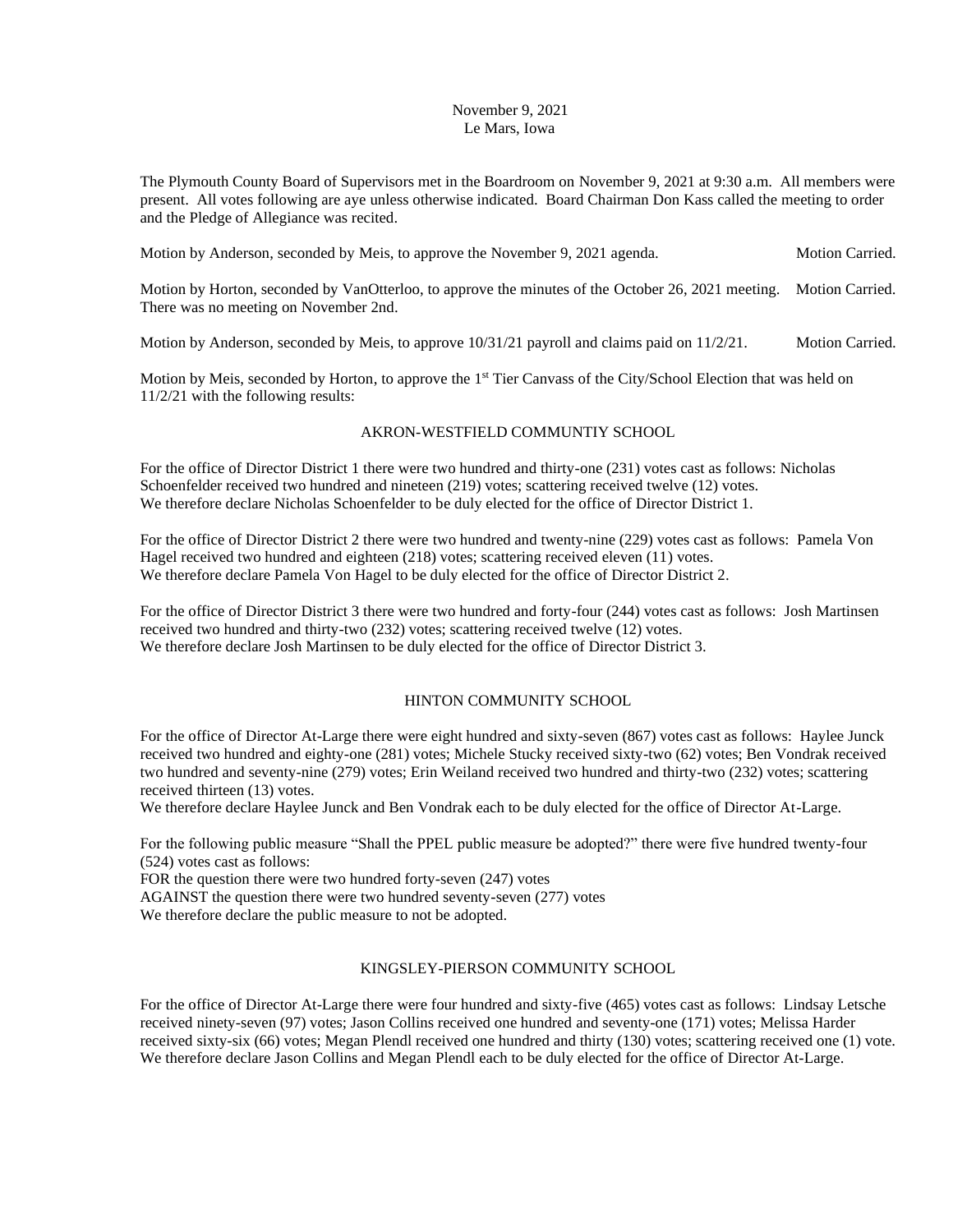November 9, 2021
Le Mars, Iowa

The Plymouth County Board of Supervisors met in the Boardroom on November 9, 2021 at 9:30 a.m. All members were present. All votes following are aye unless otherwise indicated. Board Chairman Don Kass called the meeting to order and the Pledge of Allegiance was recited.

Motion by Anderson, seconded by Meis, to approve the November 9, 2021 agenda. Motion Carried.

Motion by Horton, seconded by VanOtterloo, to approve the minutes of the October 26, 2021 meeting. Motion Carried. There was no meeting on November 2nd.

Motion by Anderson, seconded by Meis, to approve 10/31/21 payroll and claims paid on 11/2/21. Motion Carried.

Motion by Meis, seconded by Horton, to approve the 1st Tier Canvass of the City/School Election that was held on 11/2/21 with the following results:

AKRON-WESTFIELD COMMUNTIY SCHOOL

For the office of Director District 1 there were two hundred and thirty-one (231) votes cast as follows: Nicholas Schoenfelder received two hundred and nineteen (219) votes; scattering received twelve (12) votes.
We therefore declare Nicholas Schoenfelder to be duly elected for the office of Director District 1.

For the office of Director District 2 there were two hundred and twenty-nine (229) votes cast as follows: Pamela Von Hagel received two hundred and eighteen (218) votes; scattering received eleven (11) votes.
We therefore declare Pamela Von Hagel to be duly elected for the office of Director District 2.

For the office of Director District 3 there were two hundred and forty-four (244) votes cast as follows: Josh Martinsen received two hundred and thirty-two (232) votes; scattering received twelve (12) votes.
We therefore declare Josh Martinsen to be duly elected for the office of Director District 3.

HINTON COMMUNITY SCHOOL

For the office of Director At-Large there were eight hundred and sixty-seven (867) votes cast as follows: Haylee Junck received two hundred and eighty-one (281) votes; Michele Stucky received sixty-two (62) votes; Ben Vondrak received two hundred and seventy-nine (279) votes; Erin Weiland received two hundred and thirty-two (232) votes; scattering received thirteen (13) votes.
We therefore declare Haylee Junck and Ben Vondrak each to be duly elected for the office of Director At-Large.

For the following public measure "Shall the PPEL public measure be adopted?" there were five hundred twenty-four (524) votes cast as follows:
FOR the question there were two hundred forty-seven (247) votes
AGAINST the question there were two hundred seventy-seven (277) votes
We therefore declare the public measure to not be adopted.

KINGSLEY-PIERSON COMMUNITY SCHOOL

For the office of Director At-Large there were four hundred and sixty-five (465) votes cast as follows: Lindsay Letsche received ninety-seven (97) votes; Jason Collins received one hundred and seventy-one (171) votes; Melissa Harder received sixty-six (66) votes; Megan Plendl received one hundred and thirty (130) votes; scattering received one (1) vote.
We therefore declare Jason Collins and Megan Plendl each to be duly elected for the office of Director At-Large.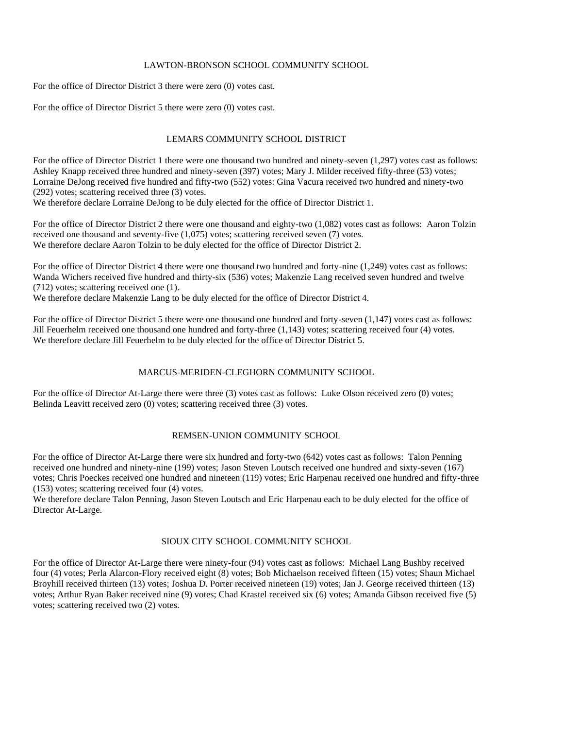## LAWTON-BRONSON SCHOOL COMMUNITY SCHOOL

For the office of Director District 3 there were zero (0) votes cast.

For the office of Director District 5 there were zero (0) votes cast.

## LEMARS COMMUNITY SCHOOL DISTRICT

For the office of Director District 1 there were one thousand two hundred and ninety-seven (1,297) votes cast as follows: Ashley Knapp received three hundred and ninety-seven (397) votes; Mary J. Milder received fifty-three (53) votes; Lorraine DeJong received five hundred and fifty-two (552) votes: Gina Vacura received two hundred and ninety-two (292) votes; scattering received three (3) votes.
We therefore declare Lorraine DeJong to be duly elected for the office of Director District 1.

For the office of Director District 2 there were one thousand and eighty-two (1,082) votes cast as follows: Aaron Tolzin received one thousand and seventy-five (1,075) votes; scattering received seven (7) votes.
We therefore declare Aaron Tolzin to be duly elected for the office of Director District 2.

For the office of Director District 4 there were one thousand two hundred and forty-nine (1,249) votes cast as follows: Wanda Wichers received five hundred and thirty-six (536) votes; Makenzie Lang received seven hundred and twelve (712) votes; scattering received one (1).
We therefore declare Makenzie Lang to be duly elected for the office of Director District 4.

For the office of Director District 5 there were one thousand one hundred and forty-seven (1,147) votes cast as follows: Jill Feuerhelm received one thousand one hundred and forty-three (1,143) votes; scattering received four (4) votes.
We therefore declare Jill Feuerhelm to be duly elected for the office of Director District 5.

## MARCUS-MERIDEN-CLEGHORN COMMUNITY SCHOOL

For the office of Director At-Large there were three (3) votes cast as follows: Luke Olson received zero (0) votes; Belinda Leavitt received zero (0) votes; scattering received three (3) votes.

## REMSEN-UNION COMMUNITY SCHOOL

For the office of Director At-Large there were six hundred and forty-two (642) votes cast as follows: Talon Penning received one hundred and ninety-nine (199) votes; Jason Steven Loutsch received one hundred and sixty-seven (167) votes; Chris Poeckes received one hundred and nineteen (119) votes; Eric Harpenau received one hundred and fifty-three (153) votes; scattering received four (4) votes.
We therefore declare Talon Penning, Jason Steven Loutsch and Eric Harpenau each to be duly elected for the office of Director At-Large.

## SIOUX CITY SCHOOL COMMUNITY SCHOOL

For the office of Director At-Large there were ninety-four (94) votes cast as follows: Michael Lang Bushby received four (4) votes; Perla Alarcon-Flory received eight (8) votes; Bob Michaelson received fifteen (15) votes; Shaun Michael Broyhill received thirteen (13) votes; Joshua D. Porter received nineteen (19) votes; Jan J. George received thirteen (13) votes; Arthur Ryan Baker received nine (9) votes; Chad Krastel received six (6) votes; Amanda Gibson received five (5) votes; scattering received two (2) votes.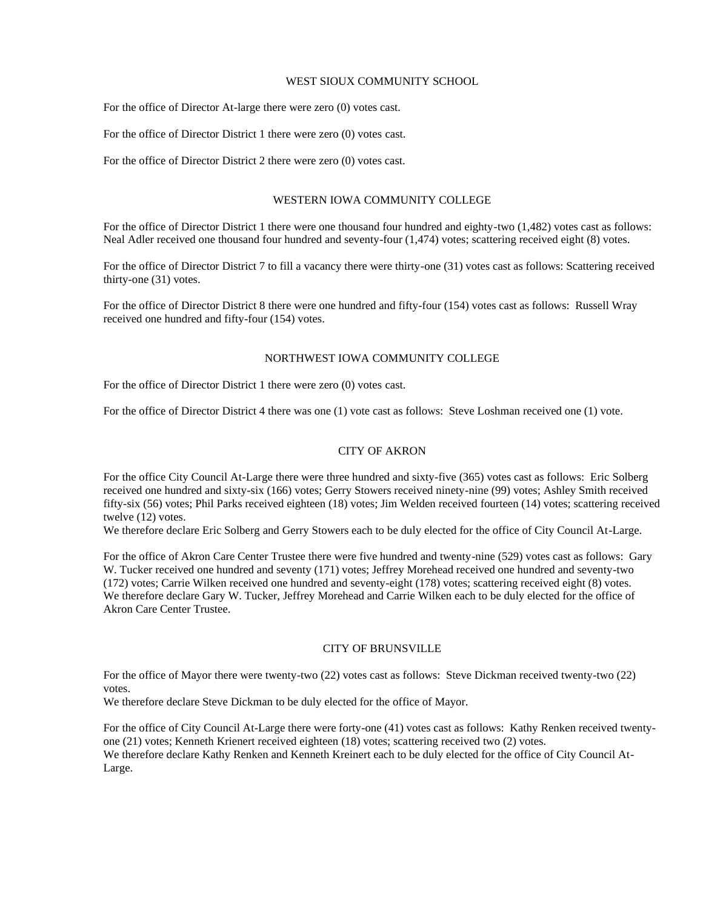## WEST SIOUX COMMUNITY SCHOOL

For the office of Director At-large there were zero (0) votes cast.

For the office of Director District 1 there were zero (0) votes cast.

For the office of Director District 2 there were zero (0) votes cast.

## WESTERN IOWA COMMUNITY COLLEGE

For the office of Director District 1 there were one thousand four hundred and eighty-two (1,482) votes cast as follows: Neal Adler received one thousand four hundred and seventy-four (1,474) votes; scattering received eight (8) votes.

For the office of Director District 7 to fill a vacancy there were thirty-one (31) votes cast as follows: Scattering received thirty-one (31) votes.

For the office of Director District 8 there were one hundred and fifty-four (154) votes cast as follows: Russell Wray received one hundred and fifty-four (154) votes.

## NORTHWEST IOWA COMMUNITY COLLEGE

For the office of Director District 1 there were zero (0) votes cast.

For the office of Director District 4 there was one (1) vote cast as follows: Steve Loshman received one (1) vote.

## CITY OF AKRON

For the office City Council At-Large there were three hundred and sixty-five (365) votes cast as follows: Eric Solberg received one hundred and sixty-six (166) votes; Gerry Stowers received ninety-nine (99) votes; Ashley Smith received fifty-six (56) votes; Phil Parks received eighteen (18) votes; Jim Welden received fourteen (14) votes; scattering received twelve (12) votes.
We therefore declare Eric Solberg and Gerry Stowers each to be duly elected for the office of City Council At-Large.

For the office of Akron Care Center Trustee there were five hundred and twenty-nine (529) votes cast as follows: Gary W. Tucker received one hundred and seventy (171) votes; Jeffrey Morehead received one hundred and seventy-two (172) votes; Carrie Wilken received one hundred and seventy-eight (178) votes; scattering received eight (8) votes.
We therefore declare Gary W. Tucker, Jeffrey Morehead and Carrie Wilken each to be duly elected for the office of Akron Care Center Trustee.

## CITY OF BRUNSVILLE

For the office of Mayor there were twenty-two (22) votes cast as follows: Steve Dickman received twenty-two (22) votes.
We therefore declare Steve Dickman to be duly elected for the office of Mayor.

For the office of City Council At-Large there were forty-one (41) votes cast as follows: Kathy Renken received twenty-one (21) votes; Kenneth Krienert received eighteen (18) votes; scattering received two (2) votes.
We therefore declare Kathy Renken and Kenneth Kreinert each to be duly elected for the office of City Council At-Large.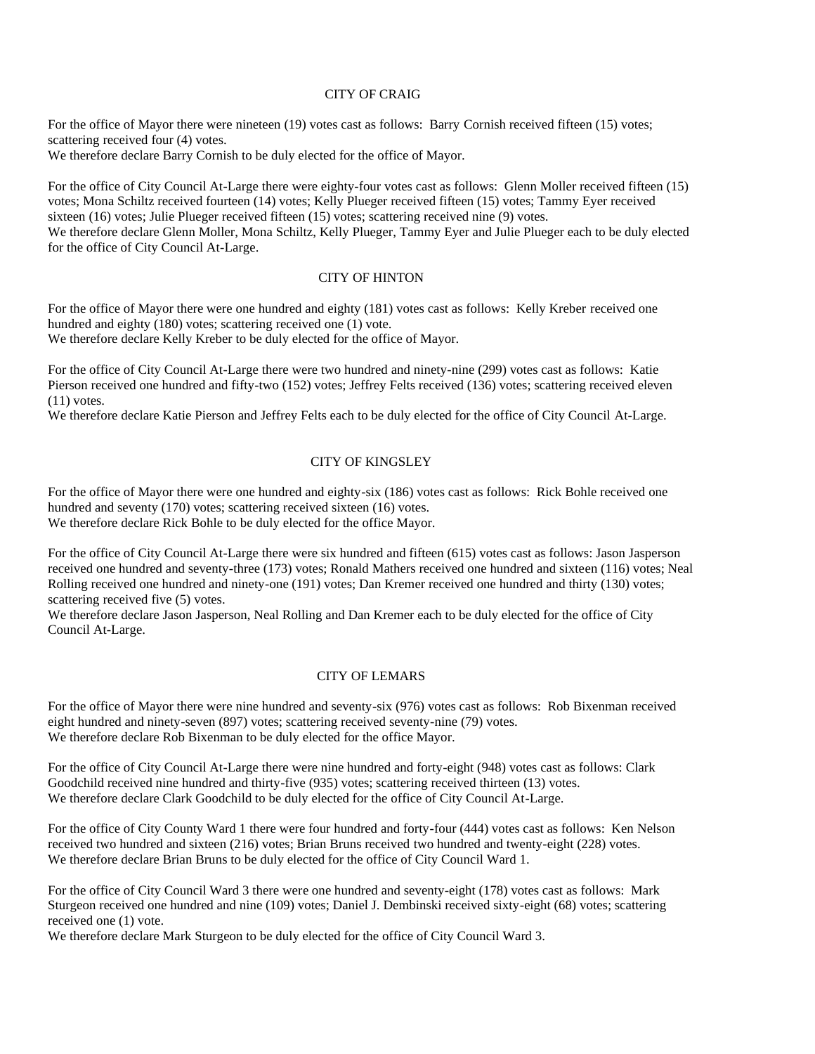## CITY OF CRAIG

For the office of Mayor there were nineteen (19) votes cast as follows: Barry Cornish received fifteen (15) votes; scattering received four (4) votes.
We therefore declare Barry Cornish to be duly elected for the office of Mayor.

For the office of City Council At-Large there were eighty-four votes cast as follows: Glenn Moller received fifteen (15) votes; Mona Schiltz received fourteen (14) votes; Kelly Plueger received fifteen (15) votes; Tammy Eyer received sixteen (16) votes; Julie Plueger received fifteen (15) votes; scattering received nine (9) votes.
We therefore declare Glenn Moller, Mona Schiltz, Kelly Plueger, Tammy Eyer and Julie Plueger each to be duly elected for the office of City Council At-Large.

## CITY OF HINTON

For the office of Mayor there were one hundred and eighty (181) votes cast as follows: Kelly Kreber received one hundred and eighty (180) votes; scattering received one (1) vote.
We therefore declare Kelly Kreber to be duly elected for the office of Mayor.

For the office of City Council At-Large there were two hundred and ninety-nine (299) votes cast as follows: Katie Pierson received one hundred and fifty-two (152) votes; Jeffrey Felts received (136) votes; scattering received eleven (11) votes.
We therefore declare Katie Pierson and Jeffrey Felts each to be duly elected for the office of City Council At-Large.

## CITY OF KINGSLEY

For the office of Mayor there were one hundred and eighty-six (186) votes cast as follows: Rick Bohle received one hundred and seventy (170) votes; scattering received sixteen (16) votes.
We therefore declare Rick Bohle to be duly elected for the office Mayor.

For the office of City Council At-Large there were six hundred and fifteen (615) votes cast as follows: Jason Jasperson received one hundred and seventy-three (173) votes; Ronald Mathers received one hundred and sixteen (116) votes; Neal Rolling received one hundred and ninety-one (191) votes; Dan Kremer received one hundred and thirty (130) votes; scattering received five (5) votes.
We therefore declare Jason Jasperson, Neal Rolling and Dan Kremer each to be duly elected for the office of City Council At-Large.

## CITY OF LEMARS

For the office of Mayor there were nine hundred and seventy-six (976) votes cast as follows: Rob Bixenman received eight hundred and ninety-seven (897) votes; scattering received seventy-nine (79) votes.
We therefore declare Rob Bixenman to be duly elected for the office Mayor.

For the office of City Council At-Large there were nine hundred and forty-eight (948) votes cast as follows: Clark Goodchild received nine hundred and thirty-five (935) votes; scattering received thirteen (13) votes.
We therefore declare Clark Goodchild to be duly elected for the office of City Council At-Large.

For the office of City County Ward 1 there were four hundred and forty-four (444) votes cast as follows: Ken Nelson received two hundred and sixteen (216) votes; Brian Bruns received two hundred and twenty-eight (228) votes.
We therefore declare Brian Bruns to be duly elected for the office of City Council Ward 1.

For the office of City Council Ward 3 there were one hundred and seventy-eight (178) votes cast as follows: Mark Sturgeon received one hundred and nine (109) votes; Daniel J. Dembinski received sixty-eight (68) votes; scattering received one (1) vote.
We therefore declare Mark Sturgeon to be duly elected for the office of City Council Ward 3.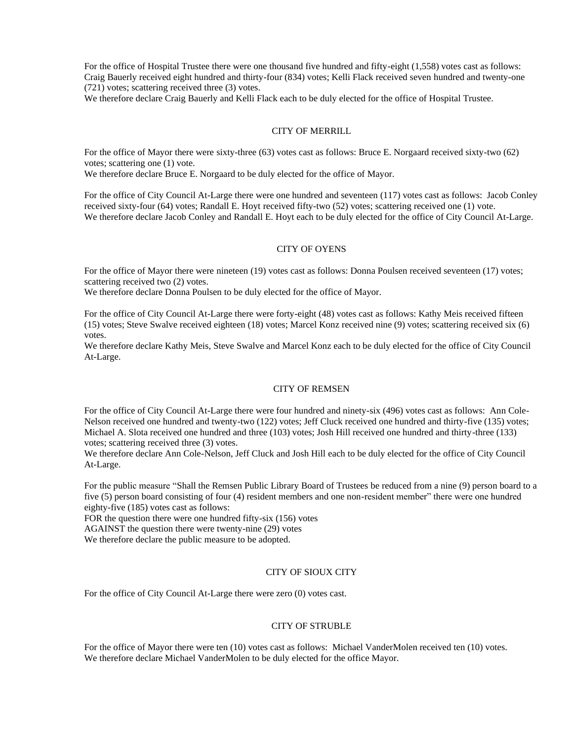For the office of Hospital Trustee there were one thousand five hundred and fifty-eight (1,558) votes cast as follows: Craig Bauerly received eight hundred and thirty-four (834) votes; Kelli Flack received seven hundred and twenty-one (721) votes; scattering received three (3) votes.
We therefore declare Craig Bauerly and Kelli Flack each to be duly elected for the office of Hospital Trustee.

## CITY OF MERRILL

For the office of Mayor there were sixty-three (63) votes cast as follows: Bruce E. Norgaard received sixty-two (62) votes; scattering one (1) vote.
We therefore declare Bruce E. Norgaard to be duly elected for the office of Mayor.

For the office of City Council At-Large there were one hundred and seventeen (117) votes cast as follows: Jacob Conley received sixty-four (64) votes; Randall E. Hoyt received fifty-two (52) votes; scattering received one (1) vote.
We therefore declare Jacob Conley and Randall E. Hoyt each to be duly elected for the office of City Council At-Large.

## CITY OF OYENS

For the office of Mayor there were nineteen (19) votes cast as follows: Donna Poulsen received seventeen (17) votes; scattering received two (2) votes.
We therefore declare Donna Poulsen to be duly elected for the office of Mayor.

For the office of City Council At-Large there were forty-eight (48) votes cast as follows: Kathy Meis received fifteen (15) votes; Steve Swalve received eighteen (18) votes; Marcel Konz received nine (9) votes; scattering received six (6) votes.
We therefore declare Kathy Meis, Steve Swalve and Marcel Konz each to be duly elected for the office of City Council At-Large.

## CITY OF REMSEN

For the office of City Council At-Large there were four hundred and ninety-six (496) votes cast as follows: Ann Cole-Nelson received one hundred and twenty-two (122) votes; Jeff Cluck received one hundred and thirty-five (135) votes; Michael A. Slota received one hundred and three (103) votes; Josh Hill received one hundred and thirty-three (133) votes; scattering received three (3) votes.
We therefore declare Ann Cole-Nelson, Jeff Cluck and Josh Hill each to be duly elected for the office of City Council At-Large.

For the public measure "Shall the Remsen Public Library Board of Trustees be reduced from a nine (9) person board to a five (5) person board consisting of four (4) resident members and one non-resident member" there were one hundred eighty-five (185) votes cast as follows:
FOR the question there were one hundred fifty-six (156) votes
AGAINST the question there were twenty-nine (29) votes
We therefore declare the public measure to be adopted.

## CITY OF SIOUX CITY

For the office of City Council At-Large there were zero (0) votes cast.

## CITY OF STRUBLE

For the office of Mayor there were ten (10) votes cast as follows: Michael VanderMolen received ten (10) votes.
We therefore declare Michael VanderMolen to be duly elected for the office Mayor.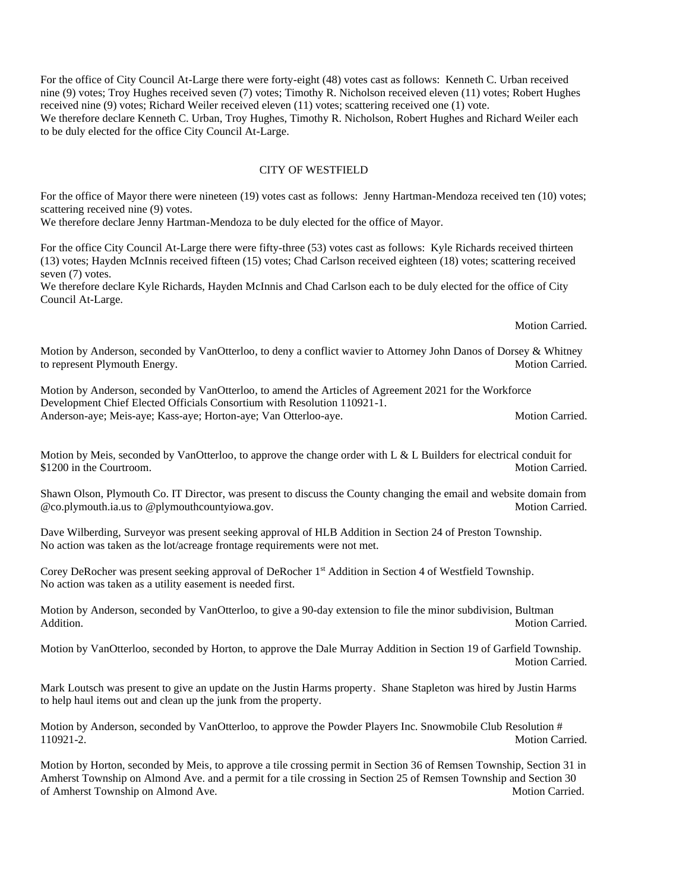For the office of City Council At-Large there were forty-eight (48) votes cast as follows: Kenneth C. Urban received nine (9) votes; Troy Hughes received seven (7) votes; Timothy R. Nicholson received eleven (11) votes; Robert Hughes received nine (9) votes; Richard Weiler received eleven (11) votes; scattering received one (1) vote.
We therefore declare Kenneth C. Urban, Troy Hughes, Timothy R. Nicholson, Robert Hughes and Richard Weiler each to be duly elected for the office City Council At-Large.

CITY OF WESTFIELD

For the office of Mayor there were nineteen (19) votes cast as follows: Jenny Hartman-Mendoza received ten (10) votes; scattering received nine (9) votes.
We therefore declare Jenny Hartman-Mendoza to be duly elected for the office of Mayor.

For the office City Council At-Large there were fifty-three (53) votes cast as follows: Kyle Richards received thirteen (13) votes; Hayden McInnis received fifteen (15) votes; Chad Carlson received eighteen (18) votes; scattering received seven (7) votes.
We therefore declare Kyle Richards, Hayden McInnis and Chad Carlson each to be duly elected for the office of City Council At-Large.

Motion Carried.

Motion by Anderson, seconded by VanOtterloo, to deny a conflict wavier to Attorney John Danos of Dorsey & Whitney to represent Plymouth Energy. Motion Carried.

Motion by Anderson, seconded by VanOtterloo, to amend the Articles of Agreement 2021 for the Workforce Development Chief Elected Officials Consortium with Resolution 110921-1.
Anderson-aye; Meis-aye; Kass-aye; Horton-aye; Van Otterloo-aye. Motion Carried.

Motion by Meis, seconded by VanOtterloo, to approve the change order with L & L Builders for electrical conduit for $1200 in the Courtroom. Motion Carried.

Shawn Olson, Plymouth Co. IT Director, was present to discuss the County changing the email and website domain from @co.plymouth.ia.us to @plymouthcountyiowa.gov. Motion Carried.

Dave Wilberding, Surveyor was present seeking approval of HLB Addition in Section 24 of Preston Township.
No action was taken as the lot/acreage frontage requirements were not met.

Corey DeRocher was present seeking approval of DeRocher 1st Addition in Section 4 of Westfield Township.
No action was taken as a utility easement is needed first.

Motion by Anderson, seconded by VanOtterloo, to give a 90-day extension to file the minor subdivision, Bultman Addition. Motion Carried.

Motion by VanOtterloo, seconded by Horton, to approve the Dale Murray Addition in Section 19 of Garfield Township. Motion Carried.

Mark Loutsch was present to give an update on the Justin Harms property. Shane Stapleton was hired by Justin Harms to help haul items out and clean up the junk from the property.

Motion by Anderson, seconded by VanOtterloo, to approve the Powder Players Inc. Snowmobile Club Resolution # 110921-2. Motion Carried.

Motion by Horton, seconded by Meis, to approve a tile crossing permit in Section 36 of Remsen Township, Section 31 in Amherst Township on Almond Ave. and a permit for a tile crossing in Section 25 of Remsen Township and Section 30 of Amherst Township on Almond Ave. Motion Carried.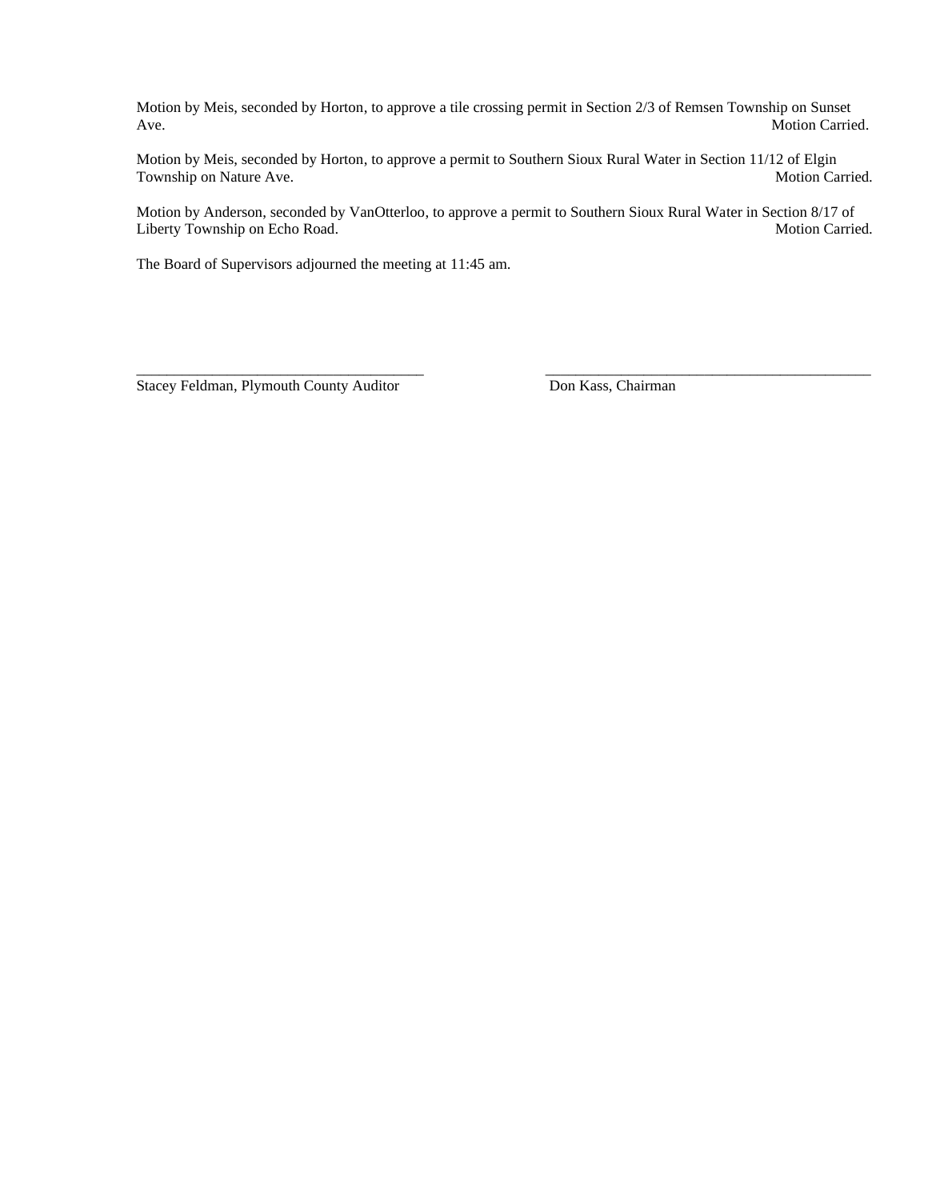Motion by Meis, seconded by Horton, to approve a tile crossing permit in Section 2/3 of Remsen Township on Sunset Ave. Motion Carried.

Motion by Meis, seconded by Horton, to approve a permit to Southern Sioux Rural Water in Section 11/12 of Elgin Township on Nature Ave. Motion Carried.

Motion by Anderson, seconded by VanOtterloo, to approve a permit to Southern Sioux Rural Water in Section 8/17 of Liberty Township on Echo Road. Motion Carried.

The Board of Supervisors adjourned the meeting at 11:45 am.

_______________________________________

Stacey Feldman, Plymouth County Auditor

_______________________________________

Don Kass, Chairman